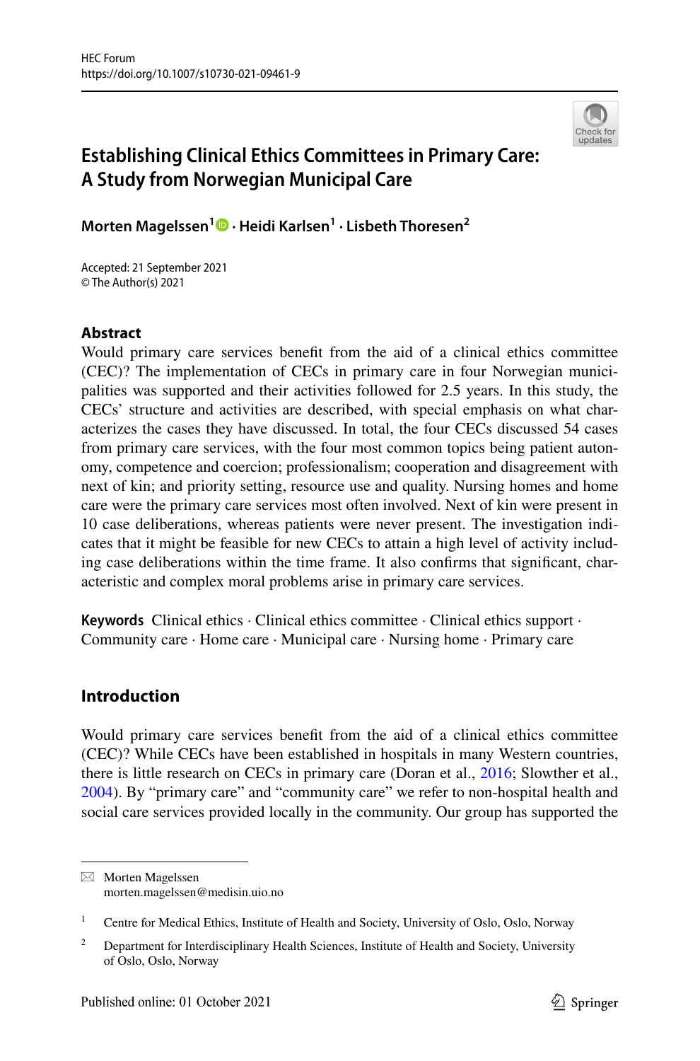HEC Forum
https://doi.org/10.1007/s10730-021-09461-9

# Establishing Clinical Ethics Committees in Primary Care: A Study from Norwegian Municipal Care

**Morten Magelssen[1] · Heidi Karlsen[1] · Lisbeth Thoresen[2]**

Accepted: 21 September 2021
© The Author(s) 2021

## Abstract

Would primary care services benefit from the aid of a clinical ethics committee (CEC)? The implementation of CECs in primary care in four Norwegian municipalities was supported and their activities followed for 2.5 years. In this study, the CECs' structure and activities are described, with special emphasis on what characterizes the cases they have discussed. In total, the four CECs discussed 54 cases from primary care services, with the four most common topics being patient autonomy, competence and coercion; professionalism; cooperation and disagreement with next of kin; and priority setting, resource use and quality. Nursing homes and home care were the primary care services most often involved. Next of kin were present in 10 case deliberations, whereas patients were never present. The investigation indicates that it might be feasible for new CECs to attain a high level of activity including case deliberations within the time frame. It also confirms that significant, characteristic and complex moral problems arise in primary care services.

**Keywords** Clinical ethics · Clinical ethics committee · Clinical ethics support · Community care · Home care · Municipal care · Nursing home · Primary care

## Introduction

Would primary care services benefit from the aid of a clinical ethics committee (CEC)? While CECs have been established in hospitals in many Western countries, there is little research on CECs in primary care (Doran et al., 2016; Slowther et al., 2004). By "primary care" and "community care" we refer to non-hospital health and social care services provided locally in the community. Our group has supported the

---

✉ Morten Magelssen
morten.magelssen@medisin.uio.no

[1] Centre for Medical Ethics, Institute of Health and Society, University of Oslo, Oslo, Norway

[2] Department for Interdisciplinary Health Sciences, Institute of Health and Society, University of Oslo, Oslo, Norway

Published online: 01 October 2021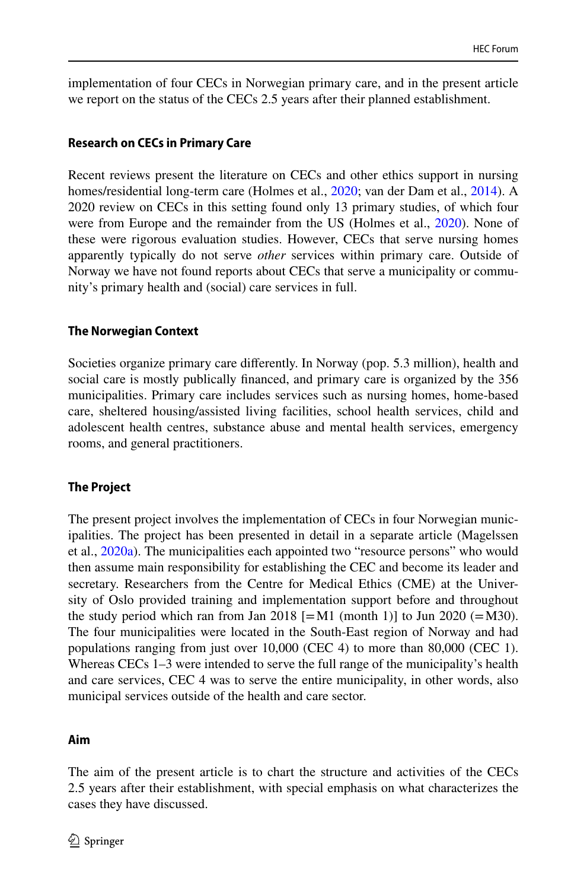implementation of four CECs in Norwegian primary care, and in the present article we report on the status of the CECs 2.5 years after their planned establishment.

### Research on CECs in Primary Care

Recent reviews present the literature on CECs and other ethics support in nursing homes/residential long-term care (Holmes et al., 2020; van der Dam et al., 2014). A 2020 review on CECs in this setting found only 13 primary studies, of which four were from Europe and the remainder from the US (Holmes et al., 2020). None of these were rigorous evaluation studies. However, CECs that serve nursing homes apparently typically do not serve *other* services within primary care. Outside of Norway we have not found reports about CECs that serve a municipality or community's primary health and (social) care services in full.

### The Norwegian Context

Societies organize primary care differently. In Norway (pop. 5.3 million), health and social care is mostly publically financed, and primary care is organized by the 356 municipalities. Primary care includes services such as nursing homes, home-based care, sheltered housing/assisted living facilities, school health services, child and adolescent health centres, substance abuse and mental health services, emergency rooms, and general practitioners.

### The Project

The present project involves the implementation of CECs in four Norwegian municipalities. The project has been presented in detail in a separate article (Magelssen et al., 2020a). The municipalities each appointed two "resource persons" who would then assume main responsibility for establishing the CEC and become its leader and secretary. Researchers from the Centre for Medical Ethics (CME) at the University of Oslo provided training and implementation support before and throughout the study period which ran from Jan 2018 [=M1 (month 1)] to Jun 2020 (=M30). The four municipalities were located in the South-East region of Norway and had populations ranging from just over 10,000 (CEC 4) to more than 80,000 (CEC 1). Whereas CECs 1–3 were intended to serve the full range of the municipality's health and care services, CEC 4 was to serve the entire municipality, in other words, also municipal services outside of the health and care sector.

### Aim

The aim of the present article is to chart the structure and activities of the CECs 2.5 years after their establishment, with special emphasis on what characterizes the cases they have discussed.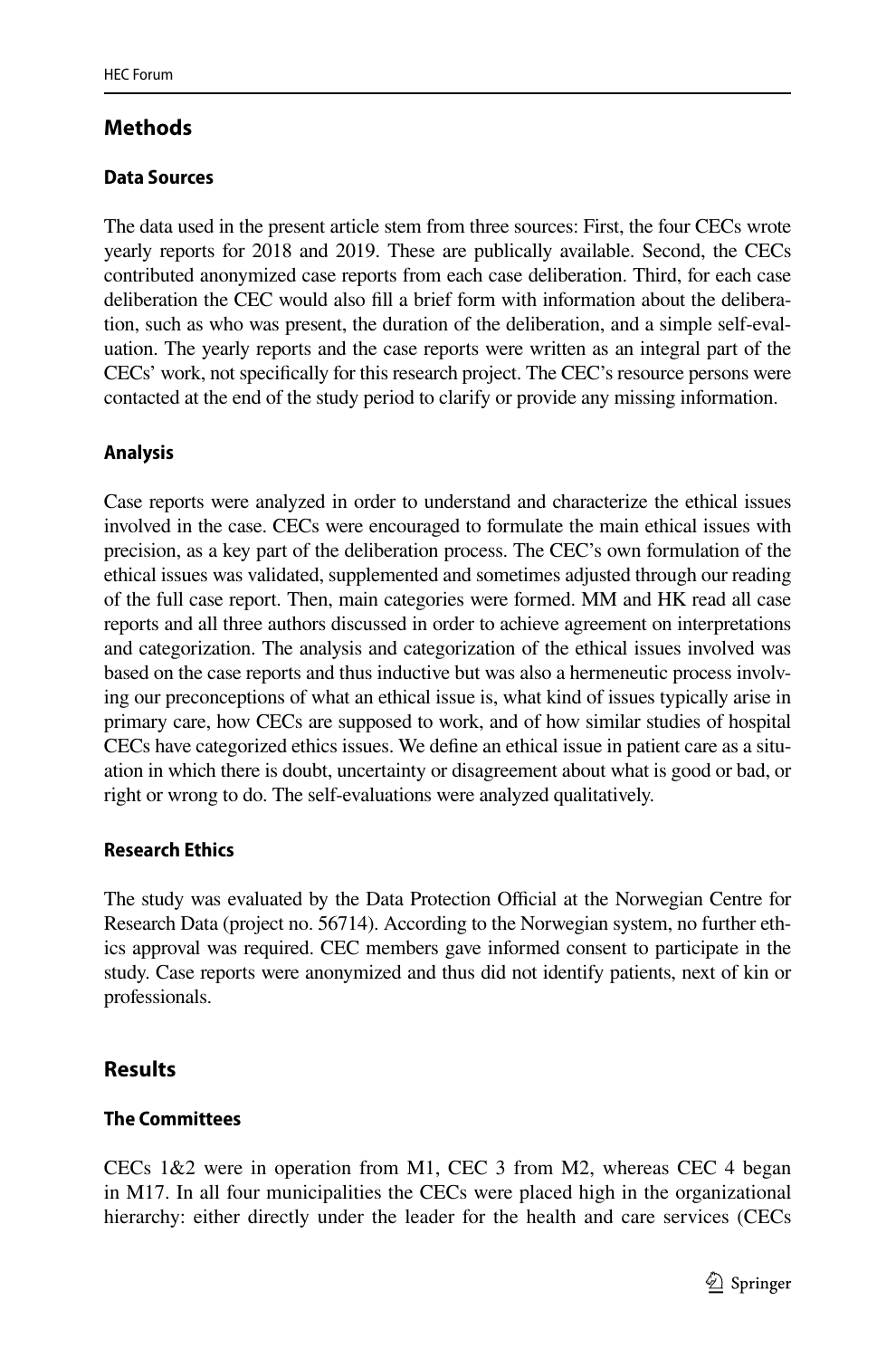## Methods

### Data Sources

The data used in the present article stem from three sources: First, the four CECs wrote yearly reports for 2018 and 2019. These are publically available. Second, the CECs contributed anonymized case reports from each case deliberation. Third, for each case deliberation the CEC would also fill a brief form with information about the deliberation, such as who was present, the duration of the deliberation, and a simple self-evaluation. The yearly reports and the case reports were written as an integral part of the CECs' work, not specifically for this research project. The CEC's resource persons were contacted at the end of the study period to clarify or provide any missing information.

### Analysis

Case reports were analyzed in order to understand and characterize the ethical issues involved in the case. CECs were encouraged to formulate the main ethical issues with precision, as a key part of the deliberation process. The CEC's own formulation of the ethical issues was validated, supplemented and sometimes adjusted through our reading of the full case report. Then, main categories were formed. MM and HK read all case reports and all three authors discussed in order to achieve agreement on interpretations and categorization. The analysis and categorization of the ethical issues involved was based on the case reports and thus inductive but was also a hermeneutic process involving our preconceptions of what an ethical issue is, what kind of issues typically arise in primary care, how CECs are supposed to work, and of how similar studies of hospital CECs have categorized ethics issues. We define an ethical issue in patient care as a situation in which there is doubt, uncertainty or disagreement about what is good or bad, or right or wrong to do. The self-evaluations were analyzed qualitatively.

### Research Ethics

The study was evaluated by the Data Protection Official at the Norwegian Centre for Research Data (project no. 56714). According to the Norwegian system, no further ethics approval was required. CEC members gave informed consent to participate in the study. Case reports were anonymized and thus did not identify patients, next of kin or professionals.

## Results

### The Committees

CECs 1&2 were in operation from M1, CEC 3 from M2, whereas CEC 4 began in M17. In all four municipalities the CECs were placed high in the organizational hierarchy: either directly under the leader for the health and care services (CECs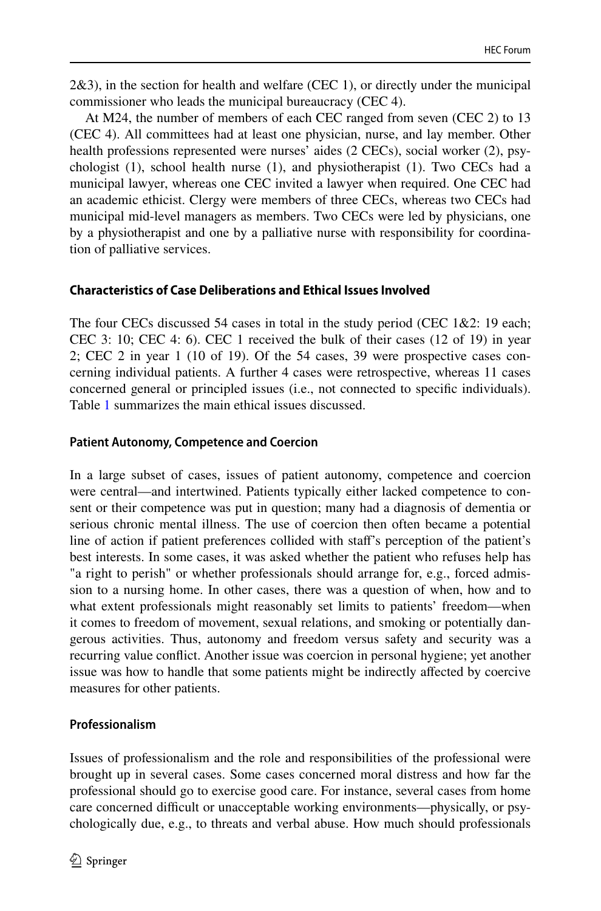2&3), in the section for health and welfare (CEC 1), or directly under the municipal commissioner who leads the municipal bureaucracy (CEC 4).

At M24, the number of members of each CEC ranged from seven (CEC 2) to 13 (CEC 4). All committees had at least one physician, nurse, and lay member. Other health professions represented were nurses' aides (2 CECs), social worker (2), psychologist (1), school health nurse (1), and physiotherapist (1). Two CECs had a municipal lawyer, whereas one CEC invited a lawyer when required. One CEC had an academic ethicist. Clergy were members of three CECs, whereas two CECs had municipal mid-level managers as members. Two CECs were led by physicians, one by a physiotherapist and one by a palliative nurse with responsibility for coordination of palliative services.

### Characteristics of Case Deliberations and Ethical Issues Involved

The four CECs discussed 54 cases in total in the study period (CEC 1&2: 19 each; CEC 3: 10; CEC 4: 6). CEC 1 received the bulk of their cases (12 of 19) in year 2; CEC 2 in year 1 (10 of 19). Of the 54 cases, 39 were prospective cases concerning individual patients. A further 4 cases were retrospective, whereas 11 cases concerned general or principled issues (i.e., not connected to specific individuals). Table 1 summarizes the main ethical issues discussed.

#### Patient Autonomy, Competence and Coercion

In a large subset of cases, issues of patient autonomy, competence and coercion were central—and intertwined. Patients typically either lacked competence to consent or their competence was put in question; many had a diagnosis of dementia or serious chronic mental illness. The use of coercion then often became a potential line of action if patient preferences collided with staff's perception of the patient's best interests. In some cases, it was asked whether the patient who refuses help has "a right to perish" or whether professionals should arrange for, e.g., forced admission to a nursing home. In other cases, there was a question of when, how and to what extent professionals might reasonably set limits to patients' freedom—when it comes to freedom of movement, sexual relations, and smoking or potentially dangerous activities. Thus, autonomy and freedom versus safety and security was a recurring value conflict. Another issue was coercion in personal hygiene; yet another issue was how to handle that some patients might be indirectly affected by coercive measures for other patients.

#### Professionalism

Issues of professionalism and the role and responsibilities of the professional were brought up in several cases. Some cases concerned moral distress and how far the professional should go to exercise good care. For instance, several cases from home care concerned difficult or unacceptable working environments—physically, or psychologically due, e.g., to threats and verbal abuse. How much should professionals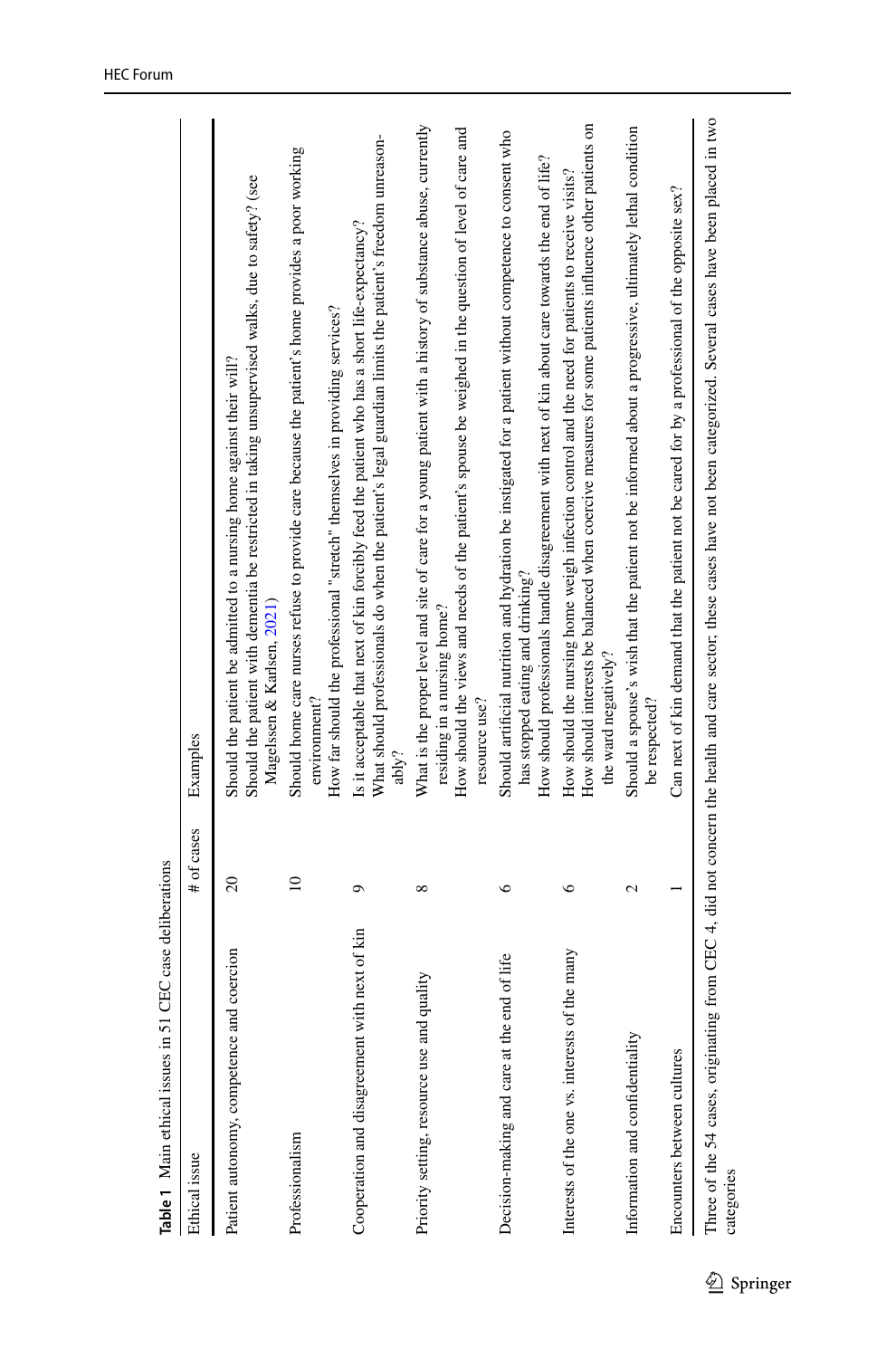**Table 1** Main ethical issues in 51 CEC case deliberations

| Ethical issue | # of cases | Examples |
|---|---|---|
| Patient autonomy, competence and coercion | 20 | Should the patient be admitted to a nursing home against their will?<br>Should the patient with dementia be restricted in taking unsupervised walks, due to safety? (see Magelssen & Karlsen, 2021) |
| Professionalism | 10 | Should home care nurses refuse to provide care because the patient's home provides a poor working environment?<br>How far should the professional "stretch" themselves in providing services? |
| Cooperation and disagreement with next of kin | 9 | Is it acceptable that next of kin forcibly feed the patient who has a short life-expectancy?<br>What should professionals do when the patient's legal guardian limits the patient's freedom unreasonably? |
| Priority setting, resource use and quality | 8 | What is the proper level and site of care for a young patient with a history of substance abuse, currently residing in a nursing home?<br>How should the views and needs of the patient's spouse be weighed in the question of level of care and resource use? |
| Decision-making and care at the end of life | 6 | Should artificial nutrition and hydration be instigated for a patient without competence to consent who has stopped eating and drinking?<br>How should professionals handle disagreement with next of kin about care towards the end of life? |
| Interests of the one vs. interests of the many | 6 | How should the nursing home weigh infection control and the need for patients to receive visits?<br>How should interests be balanced when coercive measures for some patients influence other patients on the ward negatively? |
| Information and confidentiality | 2 | Should a spouse's wish that the patient not be informed about a progressive, ultimately lethal condition be respected? |
| Encounters between cultures | 1 | Can next of kin demand that the patient not be cared for by a professional of the opposite sex? |

Three of the 54 cases, originating from CEC 4, did not concern the health and care sector; these cases have not been categorized. Several cases have been placed in two categories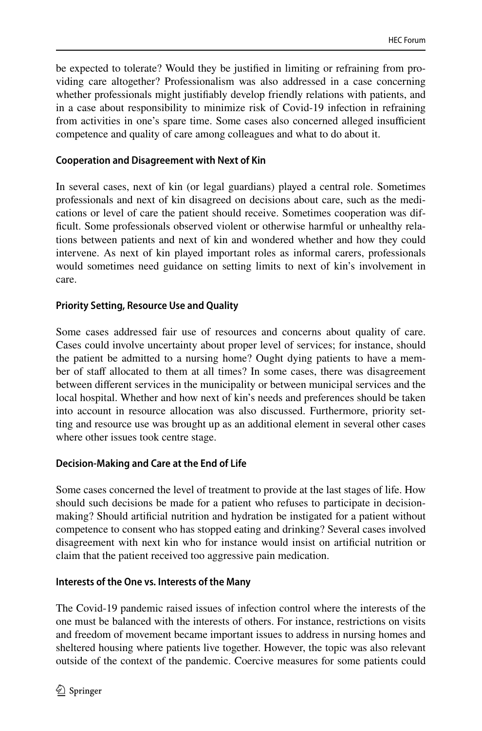be expected to tolerate? Would they be justified in limiting or refraining from providing care altogether? Professionalism was also addressed in a case concerning whether professionals might justifiably develop friendly relations with patients, and in a case about responsibility to minimize risk of Covid-19 infection in refraining from activities in one's spare time. Some cases also concerned alleged insufficient competence and quality of care among colleagues and what to do about it.

### Cooperation and Disagreement with Next of Kin

In several cases, next of kin (or legal guardians) played a central role. Sometimes professionals and next of kin disagreed on decisions about care, such as the medications or level of care the patient should receive. Sometimes cooperation was difficult. Some professionals observed violent or otherwise harmful or unhealthy relations between patients and next of kin and wondered whether and how they could intervene. As next of kin played important roles as informal carers, professionals would sometimes need guidance on setting limits to next of kin's involvement in care.

### Priority Setting, Resource Use and Quality

Some cases addressed fair use of resources and concerns about quality of care. Cases could involve uncertainty about proper level of services; for instance, should the patient be admitted to a nursing home? Ought dying patients to have a member of staff allocated to them at all times? In some cases, there was disagreement between different services in the municipality or between municipal services and the local hospital. Whether and how next of kin's needs and preferences should be taken into account in resource allocation was also discussed. Furthermore, priority setting and resource use was brought up as an additional element in several other cases where other issues took centre stage.

### Decision-Making and Care at the End of Life

Some cases concerned the level of treatment to provide at the last stages of life. How should such decisions be made for a patient who refuses to participate in decision-making? Should artificial nutrition and hydration be instigated for a patient without competence to consent who has stopped eating and drinking? Several cases involved disagreement with next kin who for instance would insist on artificial nutrition or claim that the patient received too aggressive pain medication.

### Interests of the One vs. Interests of the Many

The Covid-19 pandemic raised issues of infection control where the interests of the one must be balanced with the interests of others. For instance, restrictions on visits and freedom of movement became important issues to address in nursing homes and sheltered housing where patients live together. However, the topic was also relevant outside of the context of the pandemic. Coercive measures for some patients could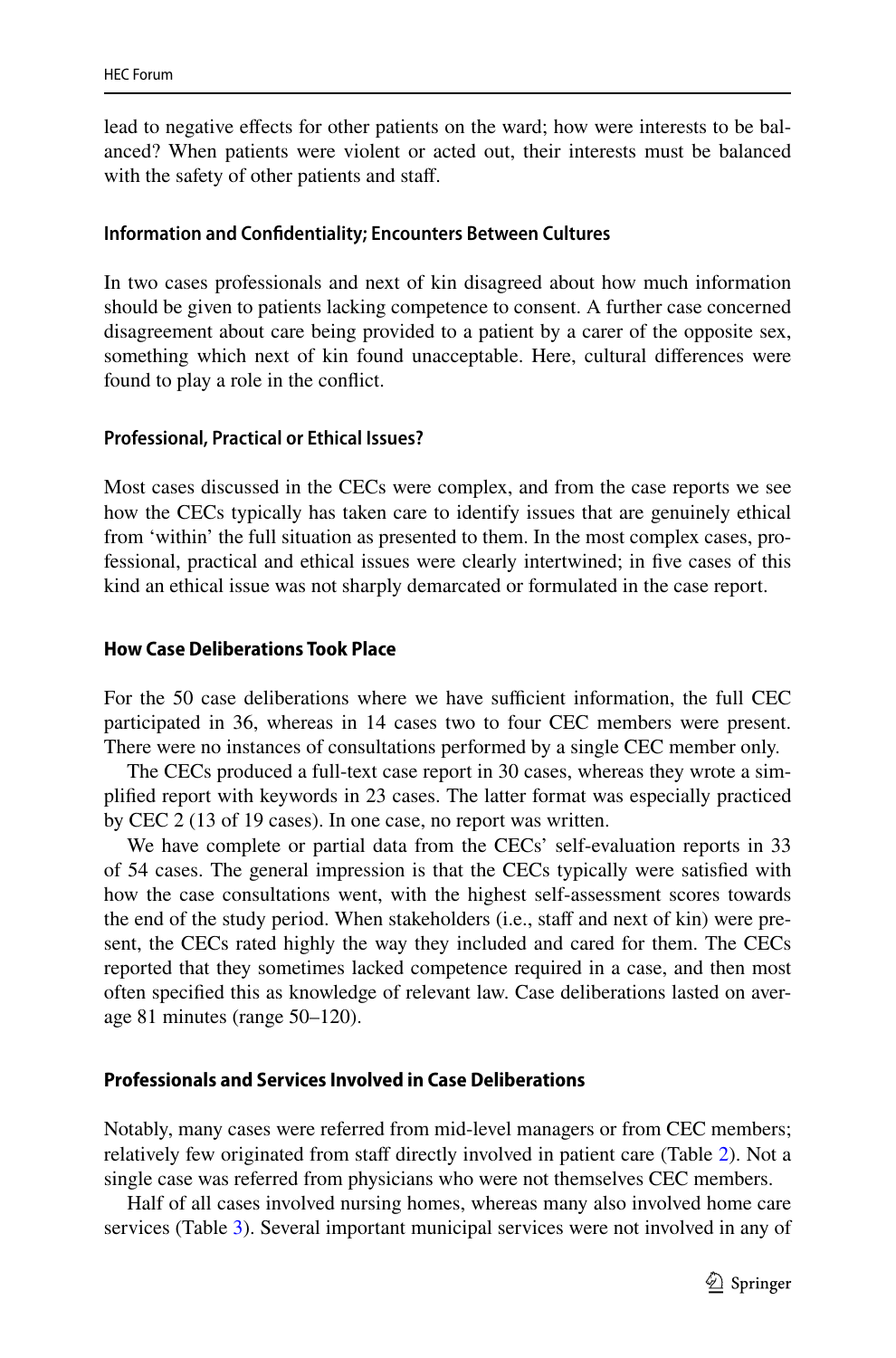lead to negative effects for other patients on the ward; how were interests to be balanced? When patients were violent or acted out, their interests must be balanced with the safety of other patients and staff.

#### Information and Confidentiality; Encounters Between Cultures

In two cases professionals and next of kin disagreed about how much information should be given to patients lacking competence to consent. A further case concerned disagreement about care being provided to a patient by a carer of the opposite sex, something which next of kin found unacceptable. Here, cultural differences were found to play a role in the conflict.

#### Professional, Practical or Ethical Issues?

Most cases discussed in the CECs were complex, and from the case reports we see how the CECs typically has taken care to identify issues that are genuinely ethical from 'within' the full situation as presented to them. In the most complex cases, professional, practical and ethical issues were clearly intertwined; in five cases of this kind an ethical issue was not sharply demarcated or formulated in the case report.

### How Case Deliberations Took Place

For the 50 case deliberations where we have sufficient information, the full CEC participated in 36, whereas in 14 cases two to four CEC members were present. There were no instances of consultations performed by a single CEC member only.

The CECs produced a full-text case report in 30 cases, whereas they wrote a simplified report with keywords in 23 cases. The latter format was especially practiced by CEC 2 (13 of 19 cases). In one case, no report was written.

We have complete or partial data from the CECs' self-evaluation reports in 33 of 54 cases. The general impression is that the CECs typically were satisfied with how the case consultations went, with the highest self-assessment scores towards the end of the study period. When stakeholders (i.e., staff and next of kin) were present, the CECs rated highly the way they included and cared for them. The CECs reported that they sometimes lacked competence required in a case, and then most often specified this as knowledge of relevant law. Case deliberations lasted on average 81 minutes (range 50–120).

### Professionals and Services Involved in Case Deliberations

Notably, many cases were referred from mid-level managers or from CEC members; relatively few originated from staff directly involved in patient care (Table 2). Not a single case was referred from physicians who were not themselves CEC members.

Half of all cases involved nursing homes, whereas many also involved home care services (Table 3). Several important municipal services were not involved in any of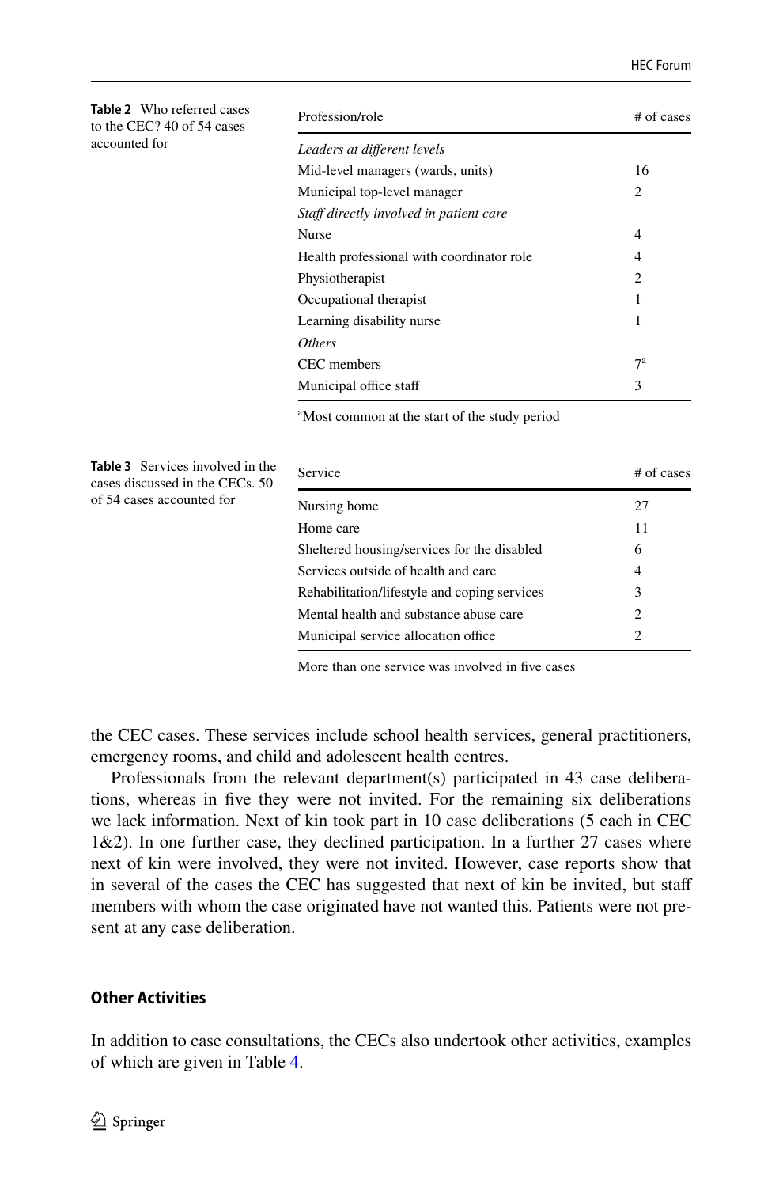**Table 2** Who referred cases to the CEC? 40 of 54 cases accounted for

| Profession/role | # of cases |
|---|---|
| *Leaders at different levels* | |
| Mid-level managers (wards, units) | 16 |
| Municipal top-level manager | 2 |
| *Staff directly involved in patient care* | |
| Nurse | 4 |
| Health professional with coordinator role | 4 |
| Physiotherapist | 2 |
| Occupational therapist | 1 |
| Learning disability nurse | 1 |
| *Others* | |
| CEC members | 7[a] |
| Municipal office staff | 3 |

[a]Most common at the start of the study period

**Table 3** Services involved in the cases discussed in the CECs. 50 of 54 cases accounted for

| Service | # of cases |
|---|---|
| Nursing home | 27 |
| Home care | 11 |
| Sheltered housing/services for the disabled | 6 |
| Services outside of health and care | 4 |
| Rehabilitation/lifestyle and coping services | 3 |
| Mental health and substance abuse care | 2 |
| Municipal service allocation office | 2 |

More than one service was involved in five cases

the CEC cases. These services include school health services, general practitioners, emergency rooms, and child and adolescent health centres.

Professionals from the relevant department(s) participated in 43 case deliberations, whereas in five they were not invited. For the remaining six deliberations we lack information. Next of kin took part in 10 case deliberations (5 each in CEC 1&2). In one further case, they declined participation. In a further 27 cases where next of kin were involved, they were not invited. However, case reports show that in several of the cases the CEC has suggested that next of kin be invited, but staff members with whom the case originated have not wanted this. Patients were not present at any case deliberation.

## Other Activities

In addition to case consultations, the CECs also undertook other activities, examples of which are given in Table 4.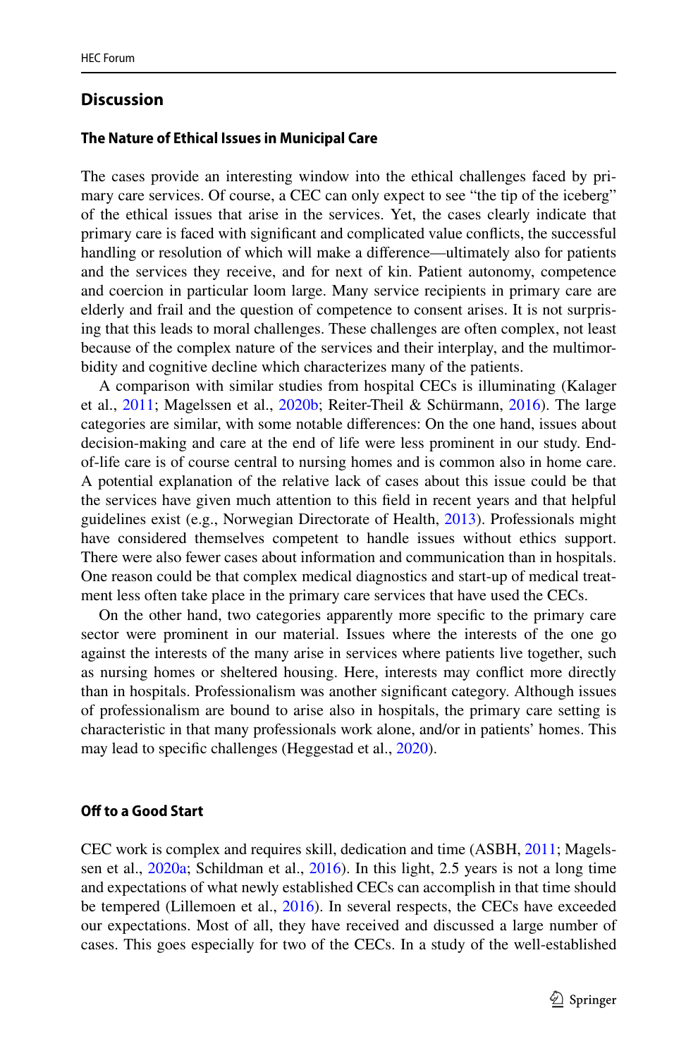## Discussion

### The Nature of Ethical Issues in Municipal Care

The cases provide an interesting window into the ethical challenges faced by primary care services. Of course, a CEC can only expect to see "the tip of the iceberg" of the ethical issues that arise in the services. Yet, the cases clearly indicate that primary care is faced with significant and complicated value conflicts, the successful handling or resolution of which will make a difference—ultimately also for patients and the services they receive, and for next of kin. Patient autonomy, competence and coercion in particular loom large. Many service recipients in primary care are elderly and frail and the question of competence to consent arises. It is not surprising that this leads to moral challenges. These challenges are often complex, not least because of the complex nature of the services and their interplay, and the multimorbidity and cognitive decline which characterizes many of the patients.

A comparison with similar studies from hospital CECs is illuminating (Kalager et al., 2011; Magelssen et al., 2020b; Reiter-Theil & Schürmann, 2016). The large categories are similar, with some notable differences: On the one hand, issues about decision-making and care at the end of life were less prominent in our study. End-of-life care is of course central to nursing homes and is common also in home care. A potential explanation of the relative lack of cases about this issue could be that the services have given much attention to this field in recent years and that helpful guidelines exist (e.g., Norwegian Directorate of Health, 2013). Professionals might have considered themselves competent to handle issues without ethics support. There were also fewer cases about information and communication than in hospitals. One reason could be that complex medical diagnostics and start-up of medical treatment less often take place in the primary care services that have used the CECs.

On the other hand, two categories apparently more specific to the primary care sector were prominent in our material. Issues where the interests of the one go against the interests of the many arise in services where patients live together, such as nursing homes or sheltered housing. Here, interests may conflict more directly than in hospitals. Professionalism was another significant category. Although issues of professionalism are bound to arise also in hospitals, the primary care setting is characteristic in that many professionals work alone, and/or in patients' homes. This may lead to specific challenges (Heggestad et al., 2020).

### Off to a Good Start

CEC work is complex and requires skill, dedication and time (ASBH, 2011; Magelssen et al., 2020a; Schildman et al., 2016). In this light, 2.5 years is not a long time and expectations of what newly established CECs can accomplish in that time should be tempered (Lillemoen et al., 2016). In several respects, the CECs have exceeded our expectations. Most of all, they have received and discussed a large number of cases. This goes especially for two of the CECs. In a study of the well-established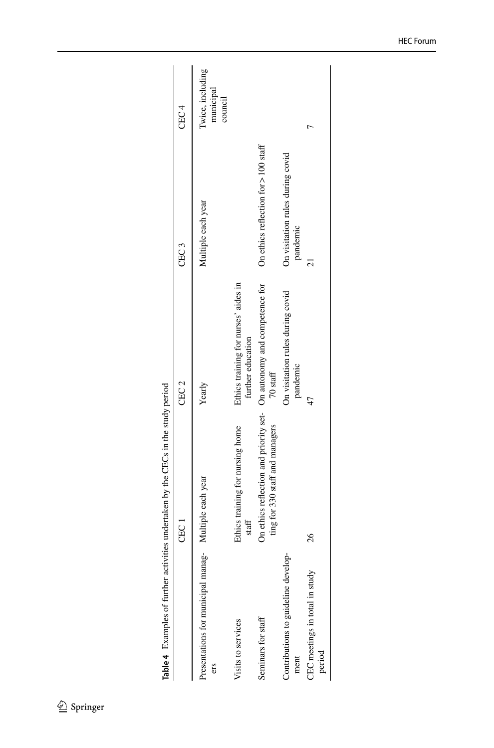**Table 4** Examples of further activities undertaken by the CECs in the study period

| | CEC 1 | CEC 2 | CEC 3 | CEC 4 |
|---|---|---|---|---|
| Presentations for municipal managers | Multiple each year | Yearly | Multiple each year | Twice, including municipal council |
| Visits to services | Ethics training for nursing home staff | Ethics training for nurses' aides in further education | | |
| Seminars for staff | On ethics reflection and priority setting for 330 staff and managers | On autonomy and competence for 70 staff | On ethics reflection for > 100 staff | |
| Contributions to guideline development | | On visitation rules during covid pandemic | On visitation rules during covid pandemic | |
| CEC meetings in total in study period | 26 | 47 | 21 | 7 |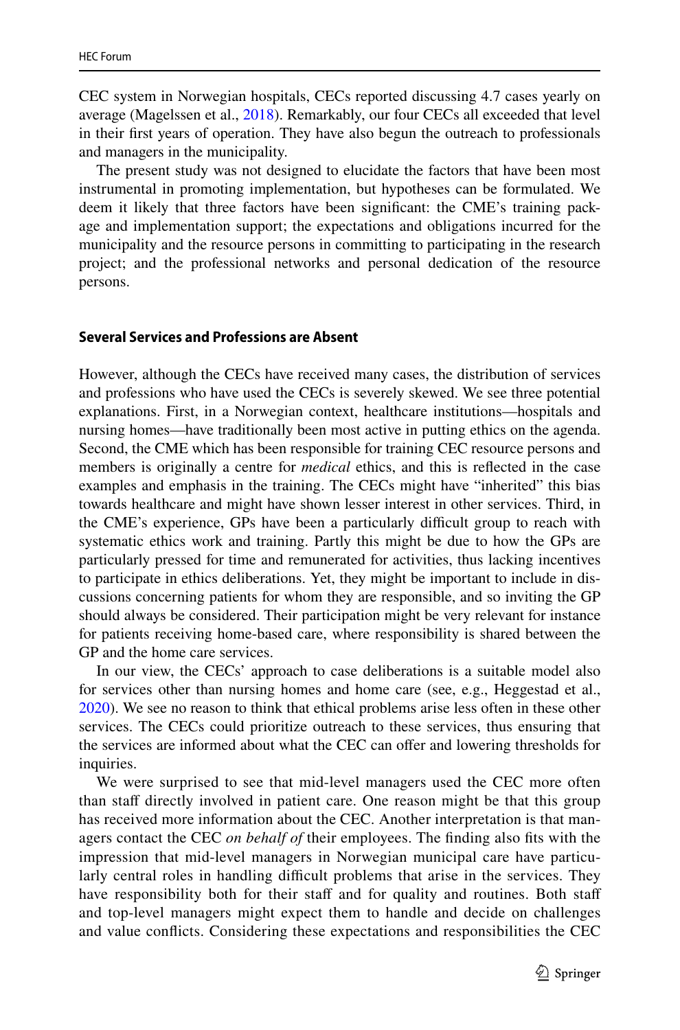CEC system in Norwegian hospitals, CECs reported discussing 4.7 cases yearly on average (Magelssen et al., 2018). Remarkably, our four CECs all exceeded that level in their first years of operation. They have also begun the outreach to professionals and managers in the municipality.

The present study was not designed to elucidate the factors that have been most instrumental in promoting implementation, but hypotheses can be formulated. We deem it likely that three factors have been significant: the CME's training package and implementation support; the expectations and obligations incurred for the municipality and the resource persons in committing to participating in the research project; and the professional networks and personal dedication of the resource persons.

#### Several Services and Professions are Absent

However, although the CECs have received many cases, the distribution of services and professions who have used the CECs is severely skewed. We see three potential explanations. First, in a Norwegian context, healthcare institutions—hospitals and nursing homes—have traditionally been most active in putting ethics on the agenda. Second, the CME which has been responsible for training CEC resource persons and members is originally a centre for *medical* ethics, and this is reflected in the case examples and emphasis in the training. The CECs might have "inherited" this bias towards healthcare and might have shown lesser interest in other services. Third, in the CME's experience, GPs have been a particularly difficult group to reach with systematic ethics work and training. Partly this might be due to how the GPs are particularly pressed for time and remunerated for activities, thus lacking incentives to participate in ethics deliberations. Yet, they might be important to include in discussions concerning patients for whom they are responsible, and so inviting the GP should always be considered. Their participation might be very relevant for instance for patients receiving home-based care, where responsibility is shared between the GP and the home care services.

In our view, the CECs' approach to case deliberations is a suitable model also for services other than nursing homes and home care (see, e.g., Heggestad et al., 2020). We see no reason to think that ethical problems arise less often in these other services. The CECs could prioritize outreach to these services, thus ensuring that the services are informed about what the CEC can offer and lowering thresholds for inquiries.

We were surprised to see that mid-level managers used the CEC more often than staff directly involved in patient care. One reason might be that this group has received more information about the CEC. Another interpretation is that managers contact the CEC *on behalf of* their employees. The finding also fits with the impression that mid-level managers in Norwegian municipal care have particularly central roles in handling difficult problems that arise in the services. They have responsibility both for their staff and for quality and routines. Both staff and top-level managers might expect them to handle and decide on challenges and value conflicts. Considering these expectations and responsibilities the CEC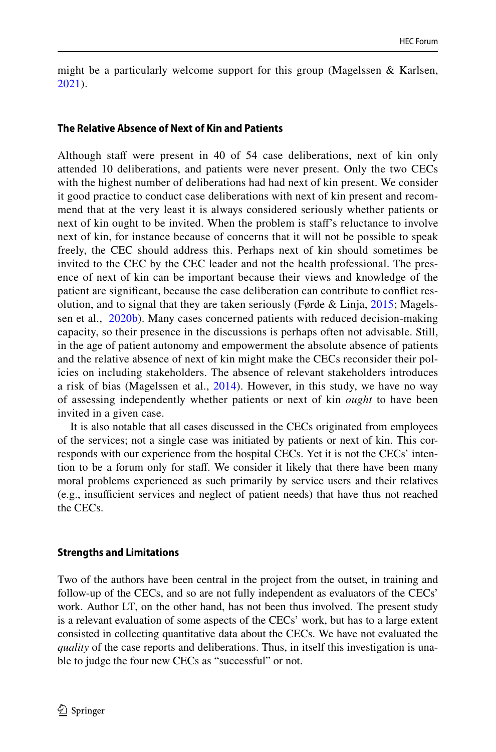might be a particularly welcome support for this group (Magelssen & Karlsen, 2021).

### The Relative Absence of Next of Kin and Patients

Although staff were present in 40 of 54 case deliberations, next of kin only attended 10 deliberations, and patients were never present. Only the two CECs with the highest number of deliberations had had next of kin present. We consider it good practice to conduct case deliberations with next of kin present and recommend that at the very least it is always considered seriously whether patients or next of kin ought to be invited. When the problem is staff's reluctance to involve next of kin, for instance because of concerns that it will not be possible to speak freely, the CEC should address this. Perhaps next of kin should sometimes be invited to the CEC by the CEC leader and not the health professional. The presence of next of kin can be important because their views and knowledge of the patient are significant, because the case deliberation can contribute to conflict resolution, and to signal that they are taken seriously (Førde & Linja, 2015; Magelssen et al., 2020b). Many cases concerned patients with reduced decision-making capacity, so their presence in the discussions is perhaps often not advisable. Still, in the age of patient autonomy and empowerment the absolute absence of patients and the relative absence of next of kin might make the CECs reconsider their policies on including stakeholders. The absence of relevant stakeholders introduces a risk of bias (Magelssen et al., 2014). However, in this study, we have no way of assessing independently whether patients or next of kin *ought* to have been invited in a given case.

It is also notable that all cases discussed in the CECs originated from employees of the services; not a single case was initiated by patients or next of kin. This corresponds with our experience from the hospital CECs. Yet it is not the CECs' intention to be a forum only for staff. We consider it likely that there have been many moral problems experienced as such primarily by service users and their relatives (e.g., insufficient services and neglect of patient needs) that have thus not reached the CECs.

### Strengths and Limitations

Two of the authors have been central in the project from the outset, in training and follow-up of the CECs, and so are not fully independent as evaluators of the CECs' work. Author LT, on the other hand, has not been thus involved. The present study is a relevant evaluation of some aspects of the CECs' work, but has to a large extent consisted in collecting quantitative data about the CECs. We have not evaluated the *quality* of the case reports and deliberations. Thus, in itself this investigation is unable to judge the four new CECs as "successful" or not.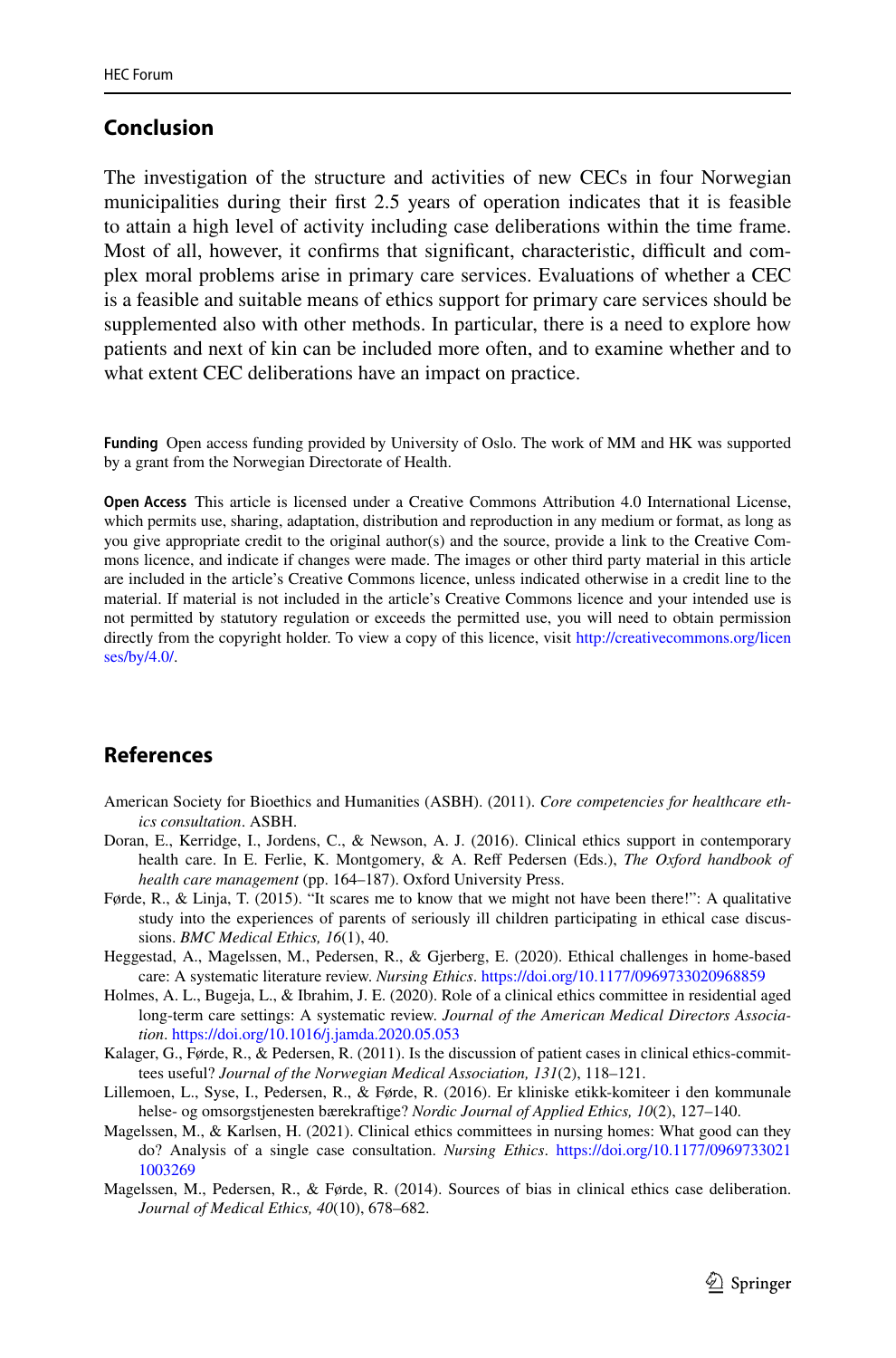## Conclusion

The investigation of the structure and activities of new CECs in four Norwegian municipalities during their first 2.5 years of operation indicates that it is feasible to attain a high level of activity including case deliberations within the time frame. Most of all, however, it confirms that significant, characteristic, difficult and complex moral problems arise in primary care services. Evaluations of whether a CEC is a feasible and suitable means of ethics support for primary care services should be supplemented also with other methods. In particular, there is a need to explore how patients and next of kin can be included more often, and to examine whether and to what extent CEC deliberations have an impact on practice.

**Funding** Open access funding provided by University of Oslo. The work of MM and HK was supported by a grant from the Norwegian Directorate of Health.

**Open Access** This article is licensed under a Creative Commons Attribution 4.0 International License, which permits use, sharing, adaptation, distribution and reproduction in any medium or format, as long as you give appropriate credit to the original author(s) and the source, provide a link to the Creative Commons licence, and indicate if changes were made. The images or other third party material in this article are included in the article's Creative Commons licence, unless indicated otherwise in a credit line to the material. If material is not included in the article's Creative Commons licence and your intended use is not permitted by statutory regulation or exceeds the permitted use, you will need to obtain permission directly from the copyright holder. To view a copy of this licence, visit http://creativecommons.org/licenses/by/4.0/.

## References

American Society for Bioethics and Humanities (ASBH). (2011). *Core competencies for healthcare ethics consultation*. ASBH.

Doran, E., Kerridge, I., Jordens, C., & Newson, A. J. (2016). Clinical ethics support in contemporary health care. In E. Ferlie, K. Montgomery, & A. Reff Pedersen (Eds.), *The Oxford handbook of health care management* (pp. 164–187). Oxford University Press.

Førde, R., & Linja, T. (2015). "It scares me to know that we might not have been there!": A qualitative study into the experiences of parents of seriously ill children participating in ethical case discussions. *BMC Medical Ethics, 16*(1), 40.

Heggestad, A., Magelssen, M., Pedersen, R., & Gjerberg, E. (2020). Ethical challenges in home-based care: A systematic literature review. *Nursing Ethics*. https://doi.org/10.1177/0969733020968859

Holmes, A. L., Bugeja, L., & Ibrahim, J. E. (2020). Role of a clinical ethics committee in residential aged long-term care settings: A systematic review. *Journal of the American Medical Directors Association*. https://doi.org/10.1016/j.jamda.2020.05.053

Kalager, G., Førde, R., & Pedersen, R. (2011). Is the discussion of patient cases in clinical ethics-committees useful? *Journal of the Norwegian Medical Association, 131*(2), 118–121.

Lillemoen, L., Syse, I., Pedersen, R., & Førde, R. (2016). Er kliniske etikk-komiteer i den kommunale helse- og omsorgstjenesten bærekraftige? *Nordic Journal of Applied Ethics, 10*(2), 127–140.

Magelssen, M., & Karlsen, H. (2021). Clinical ethics committees in nursing homes: What good can they do? Analysis of a single case consultation. *Nursing Ethics*. https://doi.org/10.1177/09697330211003269

Magelssen, M., Pedersen, R., & Førde, R. (2014). Sources of bias in clinical ethics case deliberation. *Journal of Medical Ethics, 40*(10), 678–682.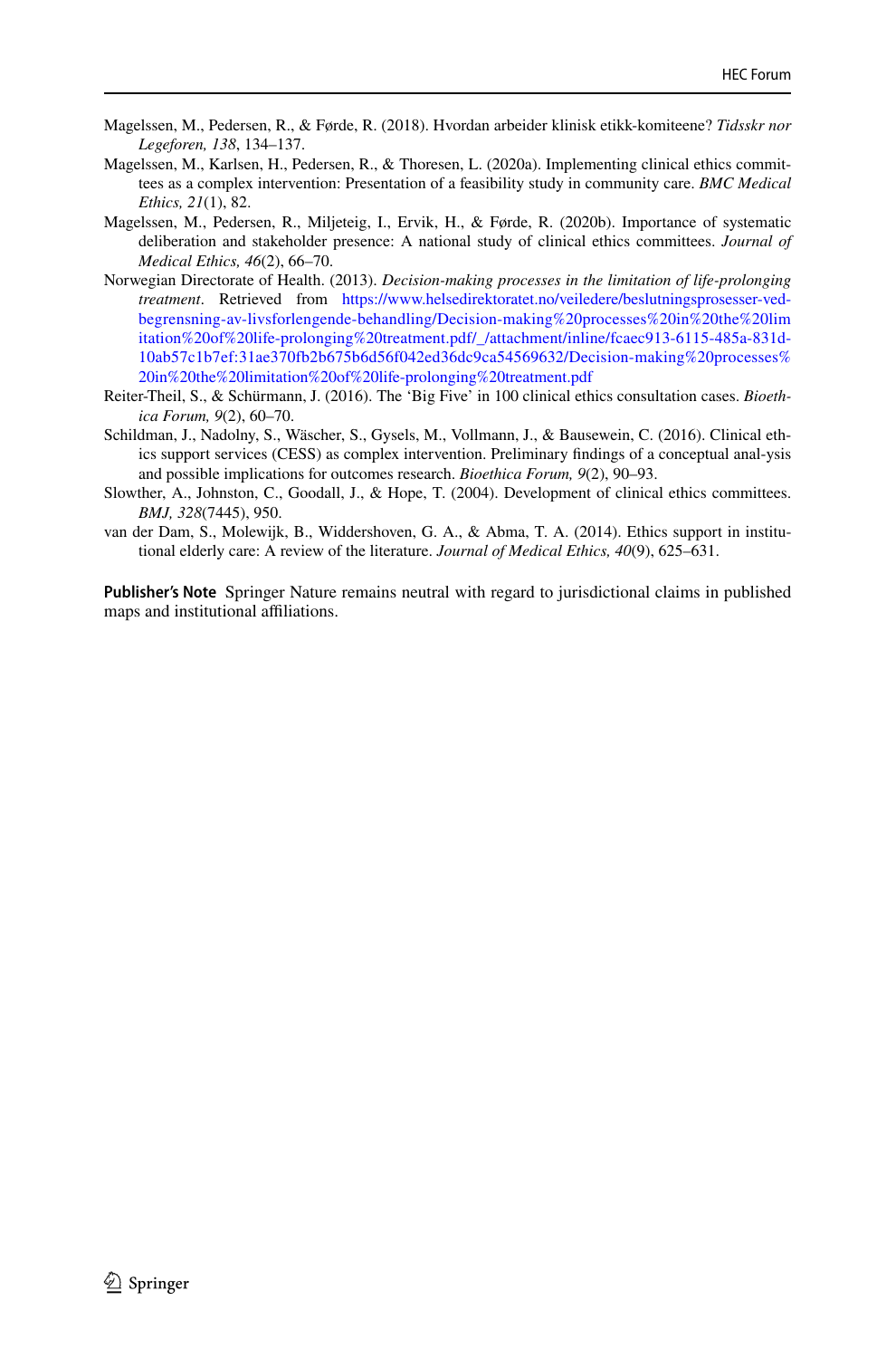Magelssen, M., Pedersen, R., & Førde, R. (2018). Hvordan arbeider klinisk etikk-komiteene? *Tidsskr nor Legeforen, 138*, 134–137.

Magelssen, M., Karlsen, H., Pedersen, R., & Thoresen, L. (2020a). Implementing clinical ethics committees as a complex intervention: Presentation of a feasibility study in community care. *BMC Medical Ethics, 21*(1), 82.

Magelssen, M., Pedersen, R., Miljeteig, I., Ervik, H., & Førde, R. (2020b). Importance of systematic deliberation and stakeholder presence: A national study of clinical ethics committees. *Journal of Medical Ethics, 46*(2), 66–70.

Norwegian Directorate of Health. (2013). *Decision-making processes in the limitation of life-prolonging treatment*. Retrieved from https://www.helsedirektoratet.no/veiledere/beslutningsprosesser-ved-begrensning-av-livsforlengende-behandling/Decision-making%20processes%20in%20the%20limitation%20of%20life-prolonging%20treatment.pdf/_/attachment/inline/fcaec913-6115-485a-831d-10ab57c1b7ef:31ae370fb2b675b6d56f042ed36dc9ca54569632/Decision-making%20processes%20in%20the%20limitation%20of%20life-prolonging%20treatment.pdf

Reiter-Theil, S., & Schürmann, J. (2016). The 'Big Five' in 100 clinical ethics consultation cases. *Bioethica Forum, 9*(2), 60–70.

Schildman, J., Nadolny, S., Wäscher, S., Gysels, M., Vollmann, J., & Bausewein, C. (2016). Clinical ethics support services (CESS) as complex intervention. Preliminary findings of a conceptual anal-ysis and possible implications for outcomes research. *Bioethica Forum, 9*(2), 90–93.

Slowther, A., Johnston, C., Goodall, J., & Hope, T. (2004). Development of clinical ethics committees. *BMJ, 328*(7445), 950.

van der Dam, S., Molewijk, B., Widdershoven, G. A., & Abma, T. A. (2014). Ethics support in institutional elderly care: A review of the literature. *Journal of Medical Ethics, 40*(9), 625–631.

**Publisher's Note** Springer Nature remains neutral with regard to jurisdictional claims in published maps and institutional affiliations.